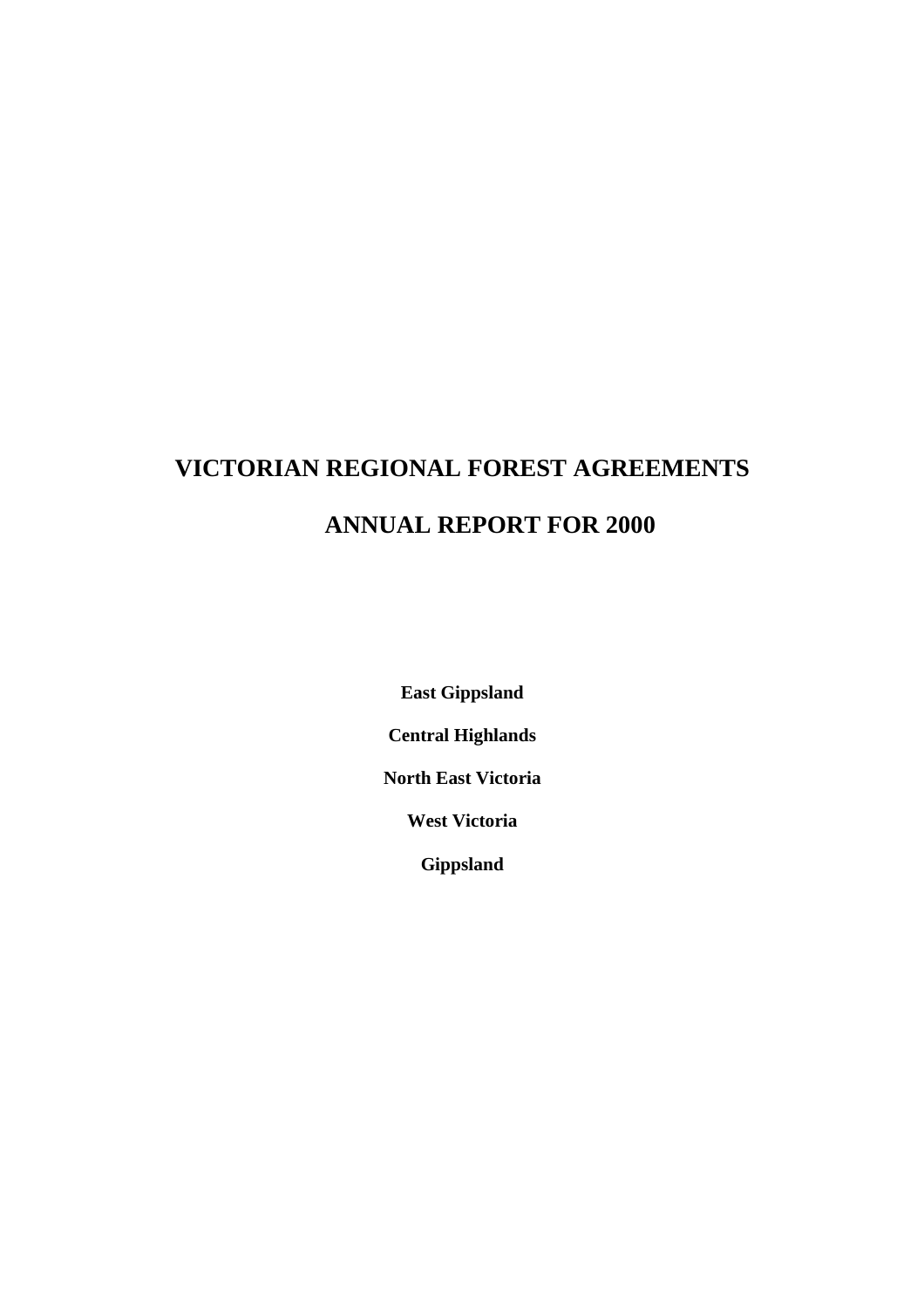# VICTORIAN REGIONAL FOREST AGREEMENTS

# ANNUAL REPORT FOR 2000

**East Gippsland**

**Central Highlands**

**North East Victoria**

**West Victoria**

**Gippsland**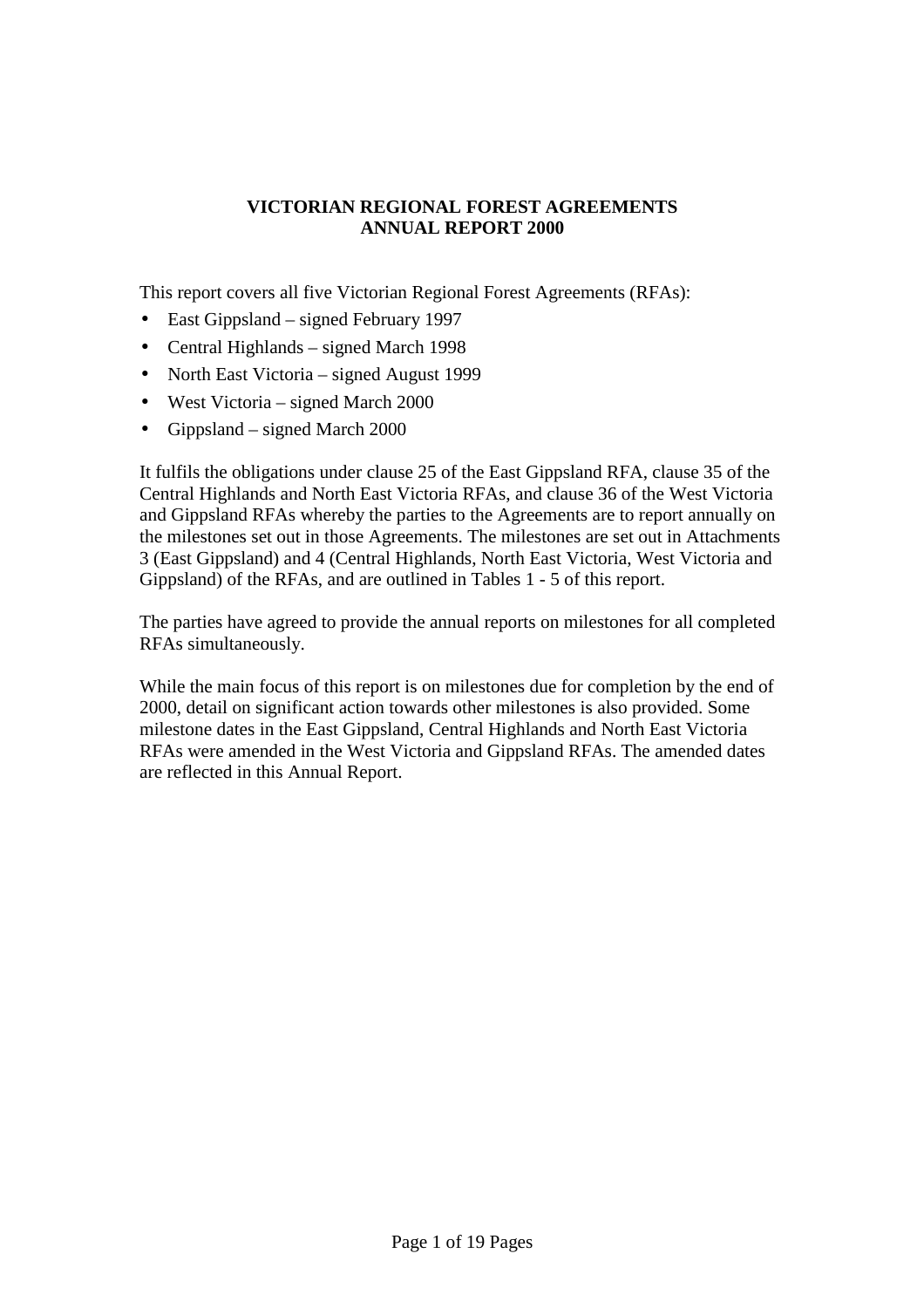**VICTORIAN REGIONAL FOREST AGREEMENTS**
**ANNUAL REPORT 2000**

This report covers all five Victorian Regional Forest Agreements (RFAs):

- East Gippsland – signed February 1997
- Central Highlands – signed March 1998
- North East Victoria – signed August 1999
- West Victoria – signed March 2000
- Gippsland – signed March 2000

It fulfils the obligations under clause 25 of the East Gippsland RFA, clause 35 of the Central Highlands and North East Victoria RFAs, and clause 36 of the West Victoria and Gippsland RFAs whereby the parties to the Agreements are to report annually on the milestones set out in those Agreements. The milestones are set out in Attachments 3 (East Gippsland) and 4 (Central Highlands, North East Victoria, West Victoria and Gippsland) of the RFAs, and are outlined in Tables 1 - 5 of this report.

The parties have agreed to provide the annual reports on milestones for all completed RFAs simultaneously.

While the main focus of this report is on milestones due for completion by the end of 2000, detail on significant action towards other milestones is also provided. Some milestone dates in the East Gippsland, Central Highlands and North East Victoria RFAs were amended in the West Victoria and Gippsland RFAs. The amended dates are reflected in this Annual Report.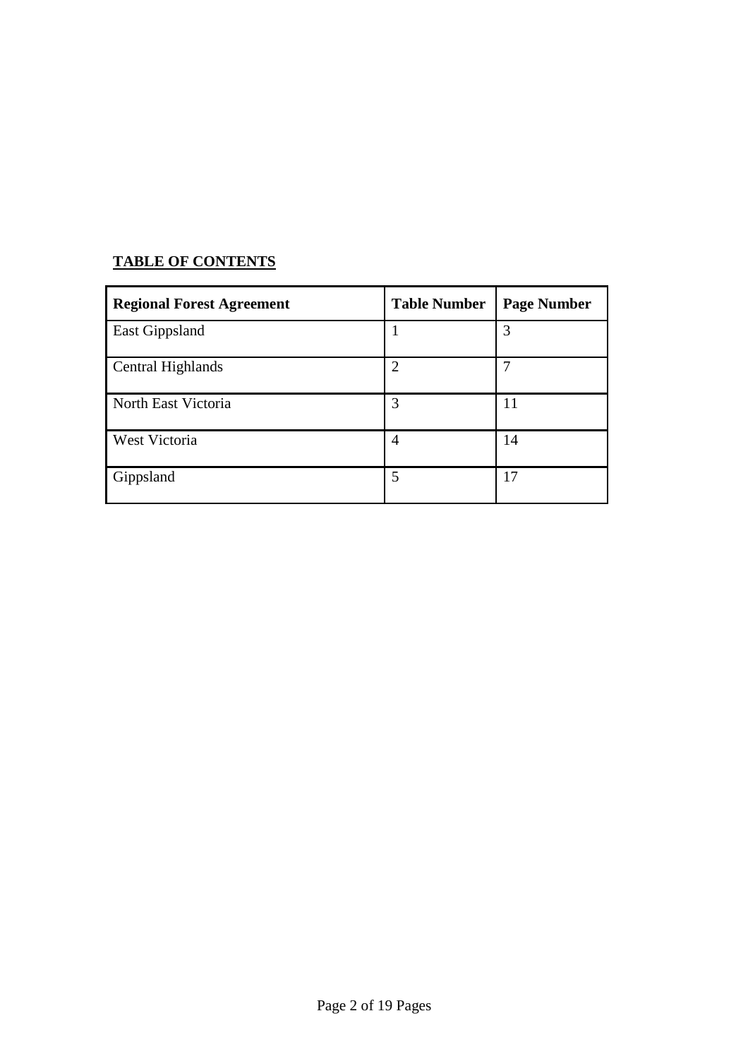**TABLE OF CONTENTS**

| Regional Forest Agreement | Table Number | Page Number |
|---|---|---|
| East Gippsland | 1 | 3 |
| Central Highlands | 2 | 7 |
| North East Victoria | 3 | 11 |
| West Victoria | 4 | 14 |
| Gippsland | 5 | 17 |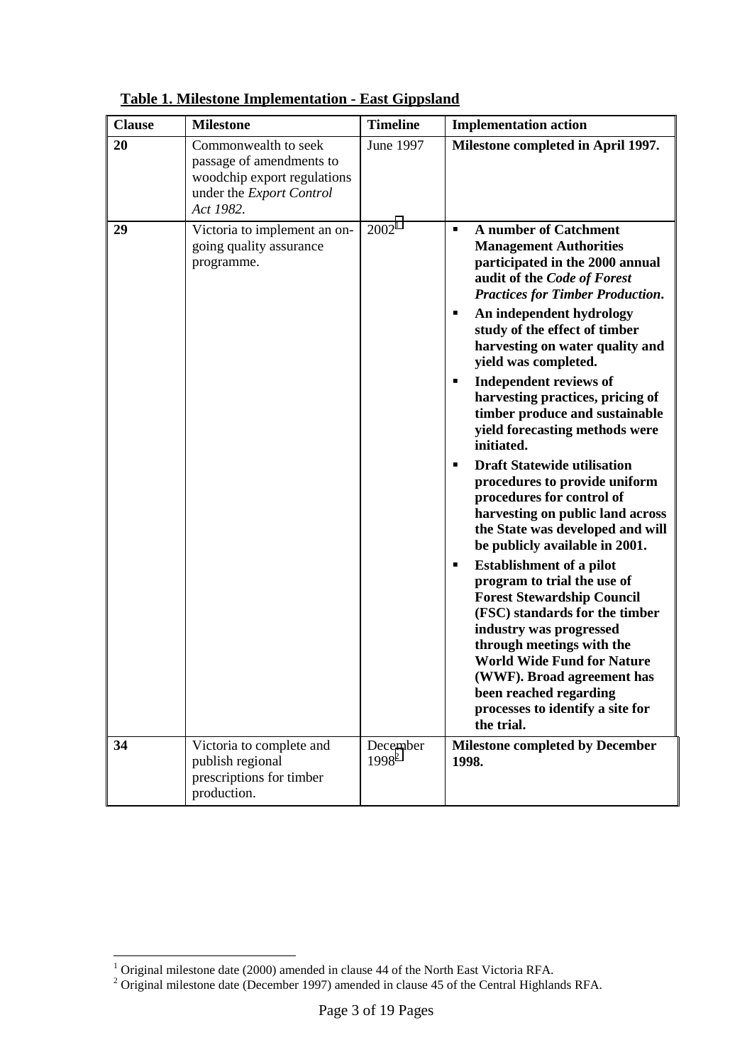**Table 1. Milestone Implementation - East Gippsland**

| Clause | Milestone | Timeline | Implementation action |
|---|---|---|---|
| **20** | Commonwealth to seek passage of amendments to woodchip export regulations under the *Export Control Act 1982*. | June 1997 | **Milestone completed in April 1997.** |
| **29** | Victoria to implement an on-going quality assurance programme. | 2002[1] | ▪ **A number of Catchment Management Authorities participated in the 2000 annual audit of the *Code of Forest Practices for Timber Production*.** <br> ▪ **An independent hydrology study of the effect of timber harvesting on water quality and yield was completed.** <br> ▪ **Independent reviews of harvesting practices, pricing of timber produce and sustainable yield forecasting methods were initiated.** <br> ▪ **Draft Statewide utilisation procedures to provide uniform procedures for control of harvesting on public land across the State was developed and will be publicly available in 2001.** <br> ▪ **Establishment of a pilot program to trial the use of Forest Stewardship Council (FSC) standards for the timber industry was progressed through meetings with the World Wide Fund for Nature (WWF). Broad agreement has been reached regarding processes to identify a site for the trial.** |
| **34** | Victoria to complete and publish regional prescriptions for timber production. | December 1998[2] | **Milestone completed by December 1998.** |

[1] Original milestone date (2000) amended in clause 44 of the North East Victoria RFA.

[2] Original milestone date (December 1997) amended in clause 45 of the Central Highlands RFA.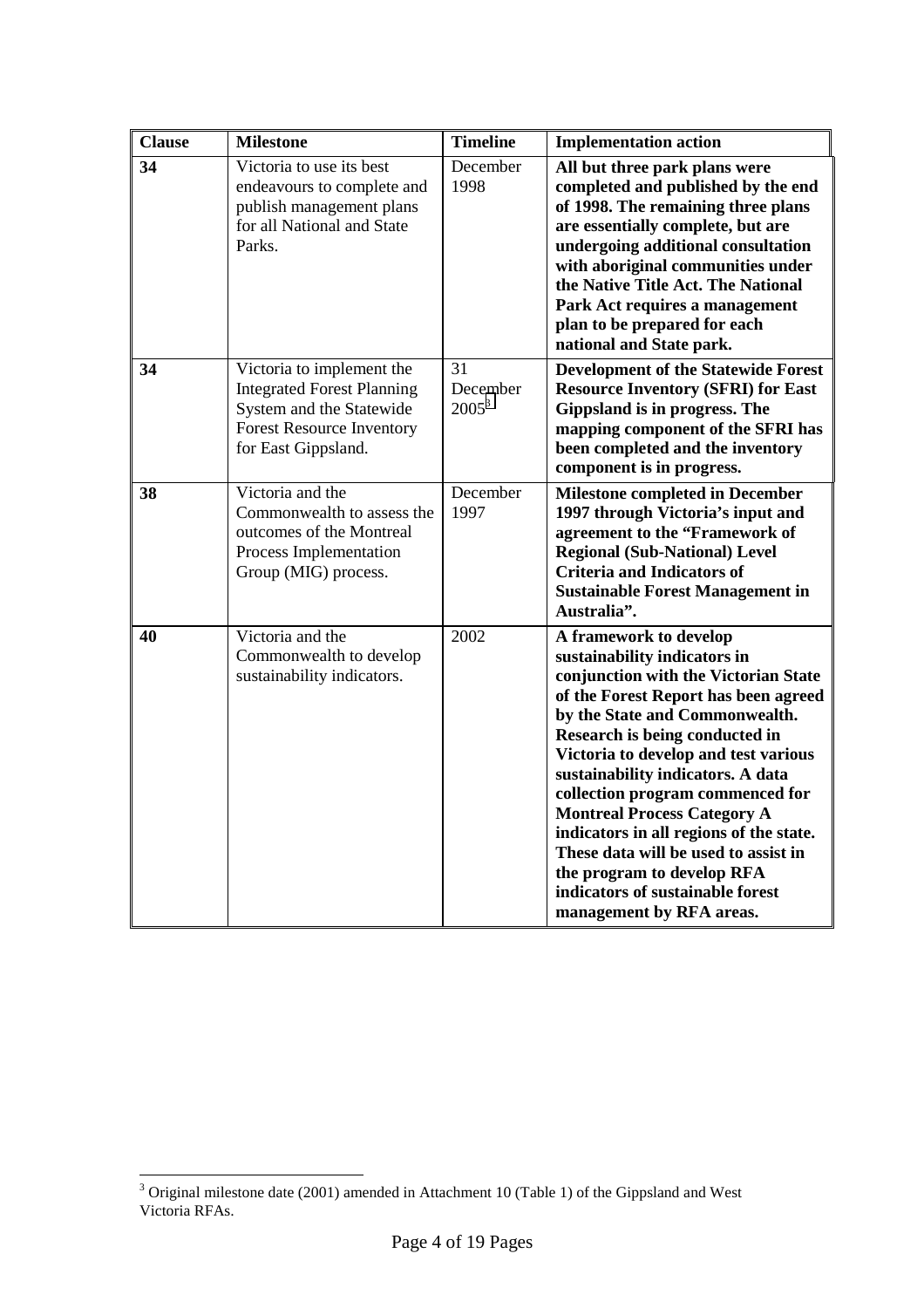| Clause | Milestone | Timeline | Implementation action |
|---|---|---|---|
| **34** | Victoria to use its best endeavours to complete and publish management plans for all National and State Parks. | December 1998 | **All but three park plans were completed and published by the end of 1998. The remaining three plans are essentially complete, but are undergoing additional consultation with aboriginal communities under the Native Title Act. The National Park Act requires a management plan to be prepared for each national and State park.** |
| **34** | Victoria to implement the Integrated Forest Planning System and the Statewide Forest Resource Inventory for East Gippsland. | 31 December 2005[3] | **Development of the Statewide Forest Resource Inventory (SFRI) for East Gippsland is in progress. The mapping component of the SFRI has been completed and the inventory component is in progress.** |
| **38** | Victoria and the Commonwealth to assess the outcomes of the Montreal Process Implementation Group (MIG) process. | December 1997 | **Milestone completed in December 1997 through Victoria's input and agreement to the "Framework of Regional (Sub-National) Level Criteria and Indicators of Sustainable Forest Management in Australia".** |
| **40** | Victoria and the Commonwealth to develop sustainability indicators. | 2002 | **A framework to develop sustainability indicators in conjunction with the Victorian State of the Forest Report has been agreed by the State and Commonwealth. Research is being conducted in Victoria to develop and test various sustainability indicators. A data collection program commenced for Montreal Process Category A indicators in all regions of the state. These data will be used to assist in the program to develop RFA indicators of sustainable forest management by RFA areas.** |

[3] Original milestone date (2001) amended in Attachment 10 (Table 1) of the Gippsland and West Victoria RFAs.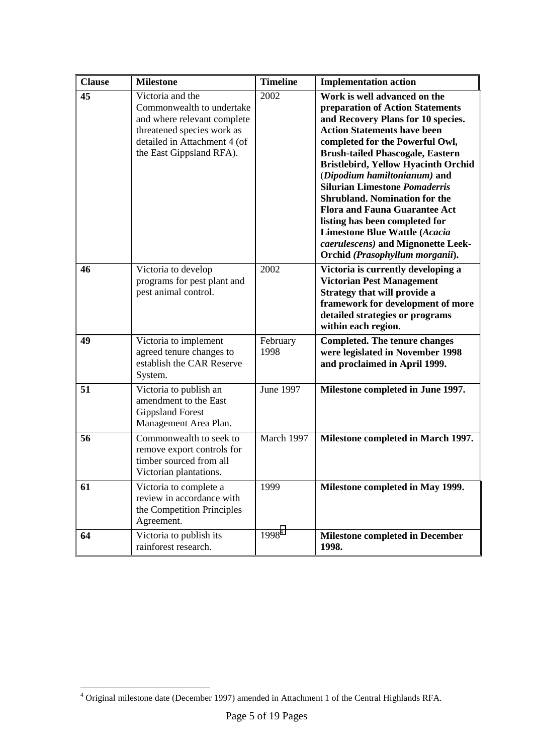| Clause | Milestone | Timeline | Implementation action |
|---|---|---|---|
| **45** | Victoria and the Commonwealth to undertake and where relevant complete threatened species work as detailed in Attachment 4 (of the East Gippsland RFA). | 2002 | **Work is well advanced on the preparation of Action Statements and Recovery Plans for 10 species. Action Statements have been completed for the Powerful Owl, Brush-tailed Phascogale, Eastern Bristlebird, Yellow Hyacinth Orchid (*Dipodium hamiltonianum*) and Silurian Limestone *Pomaderris* Shrubland. Nomination for the Flora and Fauna Guarantee Act listing has been completed for Limestone Blue Wattle (*Acacia caerulescens*) and Mignonette Leek-Orchid (*Prasophyllum morganii*).** |
| **46** | Victoria to develop programs for pest plant and pest animal control. | 2002 | **Victoria is currently developing a Victorian Pest Management Strategy that will provide a framework for development of more detailed strategies or programs within each region.** |
| **49** | Victoria to implement agreed tenure changes to establish the CAR Reserve System. | February 1998 | **Completed. The tenure changes were legislated in November 1998 and proclaimed in April 1999.** |
| **51** | Victoria to publish an amendment to the East Gippsland Forest Management Area Plan. | June 1997 | **Milestone completed in June 1997.** |
| **56** | Commonwealth to seek to remove export controls for timber sourced from all Victorian plantations. | March 1997 | **Milestone completed in March 1997.** |
| **61** | Victoria to complete a review in accordance with the Competition Principles Agreement. | 1999 | **Milestone completed in May 1999.** |
| **64** | Victoria to publish its rainforest research. | 1998[4] | **Milestone completed in December 1998.** |

[4] Original milestone date (December 1997) amended in Attachment 1 of the Central Highlands RFA.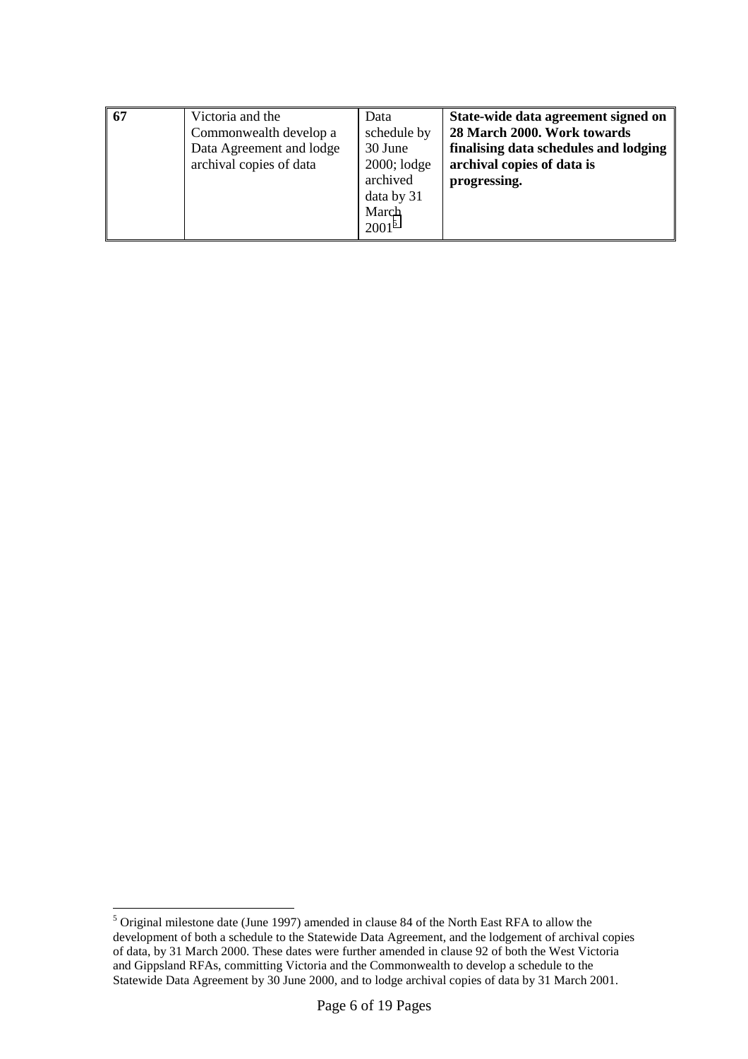| | | | |
|---|---|---|---|
| **67** | Victoria and the Commonwealth develop a Data Agreement and lodge archival copies of data | Data schedule by 30 June 2000; lodge archived data by 31 March 2001[5] | **State-wide data agreement signed on 28 March 2000. Work towards finalising data schedules and lodging archival copies of data is progressing.** |

[5] Original milestone date (June 1997) amended in clause 84 of the North East RFA to allow the development of both a schedule to the Statewide Data Agreement, and the lodgement of archival copies of data, by 31 March 2000. These dates were further amended in clause 92 of both the West Victoria and Gippsland RFAs, committing Victoria and the Commonwealth to develop a schedule to the Statewide Data Agreement by 30 June 2000, and to lodge archival copies of data by 31 March 2001.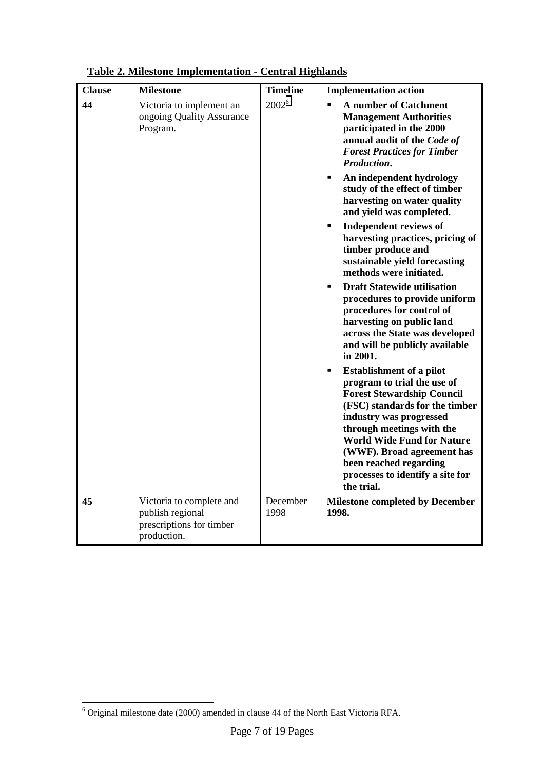**Table 2. Milestone Implementation - Central Highlands**

| Clause | Milestone | Timeline | Implementation action |
|---|---|---|---|
| **44** | Victoria to implement an ongoing Quality Assurance Program. | 2002[6] | ▪ **A number of Catchment Management Authorities participated in the 2000 annual audit of the *Code of Forest Practices for Timber Production*.**<br>▪ **An independent hydrology study of the effect of timber harvesting on water quality and yield was completed.**<br>▪ **Independent reviews of harvesting practices, pricing of timber produce and sustainable yield forecasting methods were initiated.**<br>▪ **Draft Statewide utilisation procedures to provide uniform procedures for control of harvesting on public land across the State was developed and will be publicly available in 2001.**<br>▪ **Establishment of a pilot program to trial the use of Forest Stewardship Council (FSC) standards for the timber industry was progressed through meetings with the World Wide Fund for Nature (WWF). Broad agreement has been reached regarding processes to identify a site for the trial.** |
| **45** | Victoria to complete and publish regional prescriptions for timber production. | December 1998 | **Milestone completed by December 1998.** |

[6] Original milestone date (2000) amended in clause 44 of the North East Victoria RFA.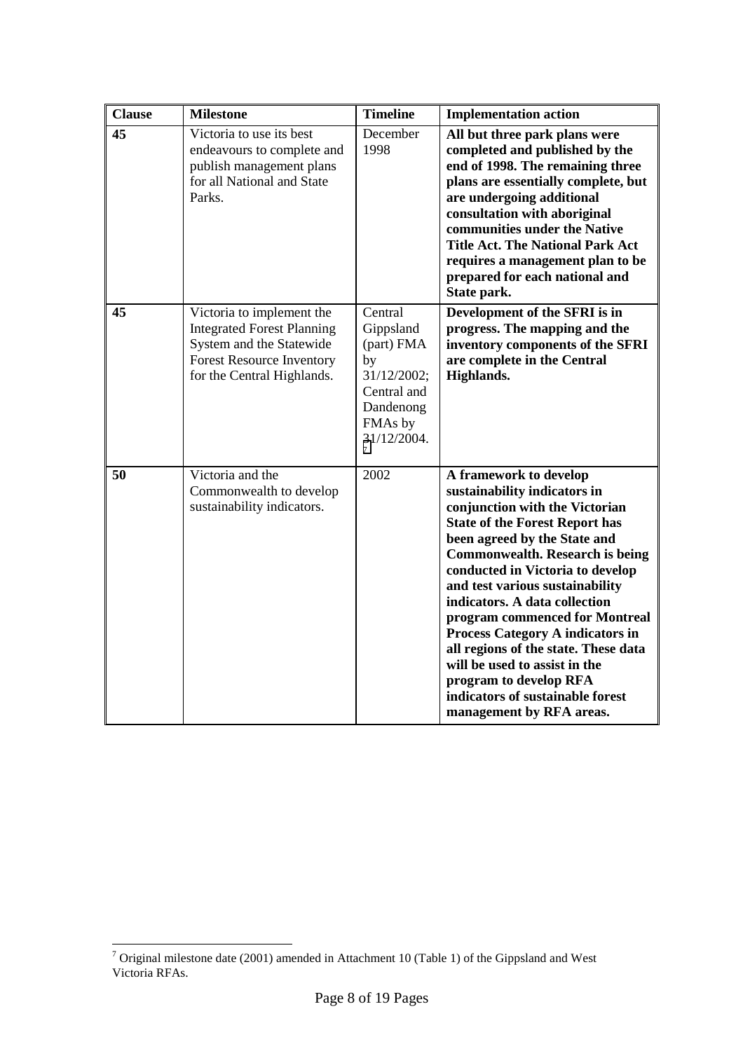| Clause | Milestone | Timeline | Implementation action |
|---|---|---|---|
| 45 | Victoria to use its best endeavours to complete and publish management plans for all National and State Parks. | December 1998 | **All but three park plans were completed and published by the end of 1998. The remaining three plans are essentially complete, but are undergoing additional consultation with aboriginal communities under the Native Title Act. The National Park Act requires a management plan to be prepared for each national and State park.** |
| 45 | Victoria to implement the Integrated Forest Planning System and the Statewide Forest Resource Inventory for the Central Highlands. | Central Gippsland (part) FMA by 31/12/2002; Central and Dandenong FMAs by 31/12/2004.[7] | **Development of the SFRI is in progress. The mapping and the inventory components of the SFRI are complete in the Central Highlands.** |
| 50 | Victoria and the Commonwealth to develop sustainability indicators. | 2002 | **A framework to develop sustainability indicators in conjunction with the Victorian State of the Forest Report has been agreed by the State and Commonwealth. Research is being conducted in Victoria to develop and test various sustainability indicators. A data collection program commenced for Montreal Process Category A indicators in all regions of the state. These data will be used to assist in the program to develop RFA indicators of sustainable forest management by RFA areas.** |

[7] Original milestone date (2001) amended in Attachment 10 (Table 1) of the Gippsland and West Victoria RFAs.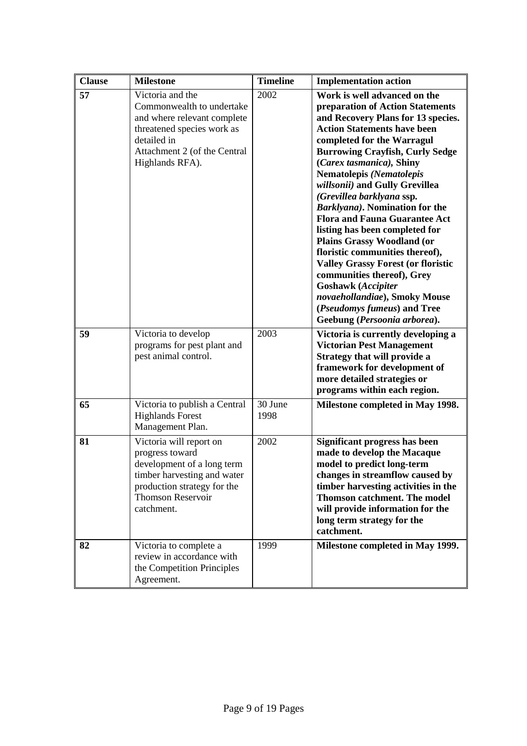| Clause | Milestone | Timeline | Implementation action |
|---|---|---|---|
| **57** | Victoria and the Commonwealth to undertake and where relevant complete threatened species work as detailed in Attachment 2 (of the Central Highlands RFA). | 2002 | **Work is well advanced on the preparation of Action Statements and Recovery Plans for 13 species. Action Statements have been completed for the Warragul Burrowing Crayfish, Curly Sedge (*Carex tasmanica*), Shiny Nematolepis (*Nematolepis willsonii*) and Gully Grevillea (*Grevillea barklyana* ssp. *Barklyana*). Nomination for the Flora and Fauna Guarantee Act listing has been completed for Plains Grassy Woodland (or floristic communities thereof), Valley Grassy Forest (or floristic communities thereof), Grey Goshawk (*Accipiter novaehollandiae*), Smoky Mouse (*Pseudomys fumeus*) and Tree Geebung (*Persoonia arborea*).** |
| **59** | Victoria to develop programs for pest plant and pest animal control. | 2003 | **Victoria is currently developing a Victorian Pest Management Strategy that will provide a framework for development of more detailed strategies or programs within each region.** |
| **65** | Victoria to publish a Central Highlands Forest Management Plan. | 30 June 1998 | **Milestone completed in May 1998.** |
| **81** | Victoria will report on progress toward development of a long term timber harvesting and water production strategy for the Thomson Reservoir catchment. | 2002 | **Significant progress has been made to develop the Macaque model to predict long-term changes in streamflow caused by timber harvesting activities in the Thomson catchment. The model will provide information for the long term strategy for the catchment.** |
| **82** | Victoria to complete a review in accordance with the Competition Principles Agreement. | 1999 | **Milestone completed in May 1999.** |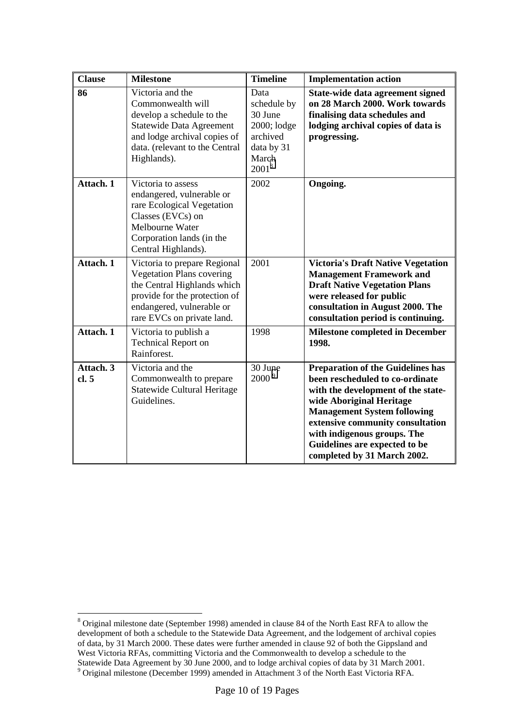| Clause | Milestone | Timeline | Implementation action |
|---|---|---|---|
| **86** | Victoria and the Commonwealth will develop a schedule to the Statewide Data Agreement and lodge archival copies of data. (relevant to the Central Highlands). | Data schedule by 30 June 2000; lodge archived data by 31 March 2001[8] | **State-wide data agreement signed on 28 March 2000. Work towards finalising data schedules and lodging archival copies of data is progressing.** |
| **Attach. 1** | Victoria to assess endangered, vulnerable or rare Ecological Vegetation Classes (EVCs) on Melbourne Water Corporation lands (in the Central Highlands). | 2002 | **Ongoing.** |
| **Attach. 1** | Victoria to prepare Regional Vegetation Plans covering the Central Highlands which provide for the protection of endangered, vulnerable or rare EVCs on private land. | 2001 | **Victoria's Draft Native Vegetation Management Framework and Draft Native Vegetation Plans were released for public consultation in August 2000. The consultation period is continuing.** |
| **Attach. 1** | Victoria to publish a Technical Report on Rainforest. | 1998 | **Milestone completed in December 1998.** |
| **Attach. 3 cl. 5** | Victoria and the Commonwealth to prepare Statewide Cultural Heritage Guidelines. | 30 June 2000[9] | **Preparation of the Guidelines has been rescheduled to co-ordinate with the development of the state-wide Aboriginal Heritage Management System following extensive community consultation with indigenous groups. The Guidelines are expected to be completed by 31 March 2002.** |

[8] Original milestone date (September 1998) amended in clause 84 of the North East RFA to allow the development of both a schedule to the Statewide Data Agreement, and the lodgement of archival copies of data, by 31 March 2000. These dates were further amended in clause 92 of both the Gippsland and West Victoria RFAs, committing Victoria and the Commonwealth to develop a schedule to the Statewide Data Agreement by 30 June 2000, and to lodge archival copies of data by 31 March 2001.

[9] Original milestone (December 1999) amended in Attachment 3 of the North East Victoria RFA.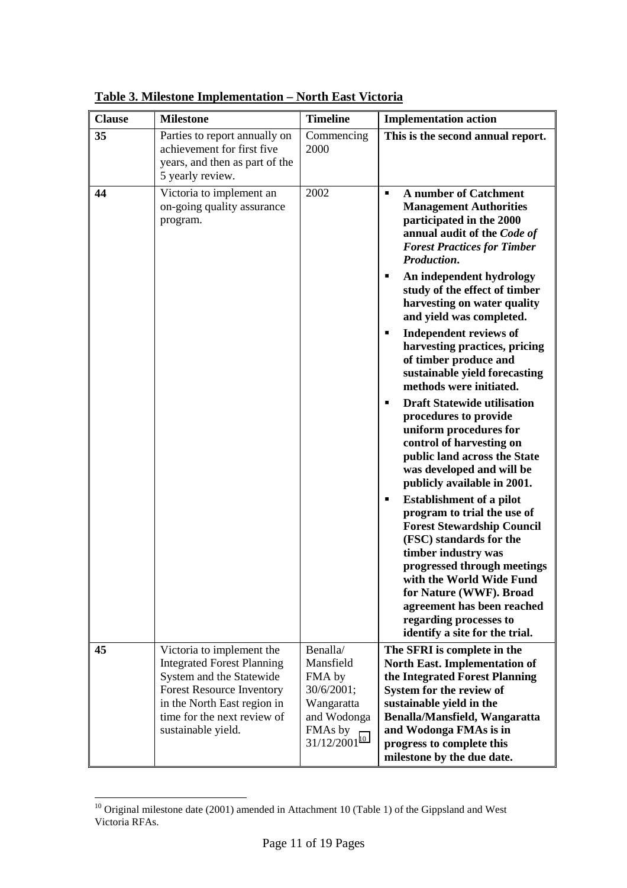**Table 3. Milestone Implementation – North East Victoria**

| Clause | Milestone | Timeline | Implementation action |
| --- | --- | --- | --- |
| **35** | Parties to report annually on achievement for first five years, and then as part of the 5 yearly review. | Commencing 2000 | **This is the second annual report.** |
| **44** | Victoria to implement an on-going quality assurance program. | 2002 | ▪ **A number of Catchment Management Authorities participated in the 2000 annual audit of the *Code of Forest Practices for Timber Production*.** <br> ▪ **An independent hydrology study of the effect of timber harvesting on water quality and yield was completed.** <br> ▪ **Independent reviews of harvesting practices, pricing of timber produce and sustainable yield forecasting methods were initiated.** <br> ▪ **Draft Statewide utilisation procedures to provide uniform procedures for control of harvesting on public land across the State was developed and will be publicly available in 2001.** <br> ▪ **Establishment of a pilot program to trial the use of Forest Stewardship Council (FSC) standards for the timber industry was progressed through meetings with the World Wide Fund for Nature (WWF). Broad agreement has been reached regarding processes to identify a site for the trial.** |
| **45** | Victoria to implement the Integrated Forest Planning System and the Statewide Forest Resource Inventory in the North East region in time for the next review of sustainable yield. | Benalla/ Mansfield FMA by 30/6/2001; Wangaratta and Wodonga FMAs by 31/12/2001[10] | **The SFRI is complete in the North East. Implementation of the Integrated Forest Planning System for the review of sustainable yield in the Benalla/Mansfield, Wangaratta and Wodonga FMAs is in progress to complete this milestone by the due date.** |

[10] Original milestone date (2001) amended in Attachment 10 (Table 1) of the Gippsland and West Victoria RFAs.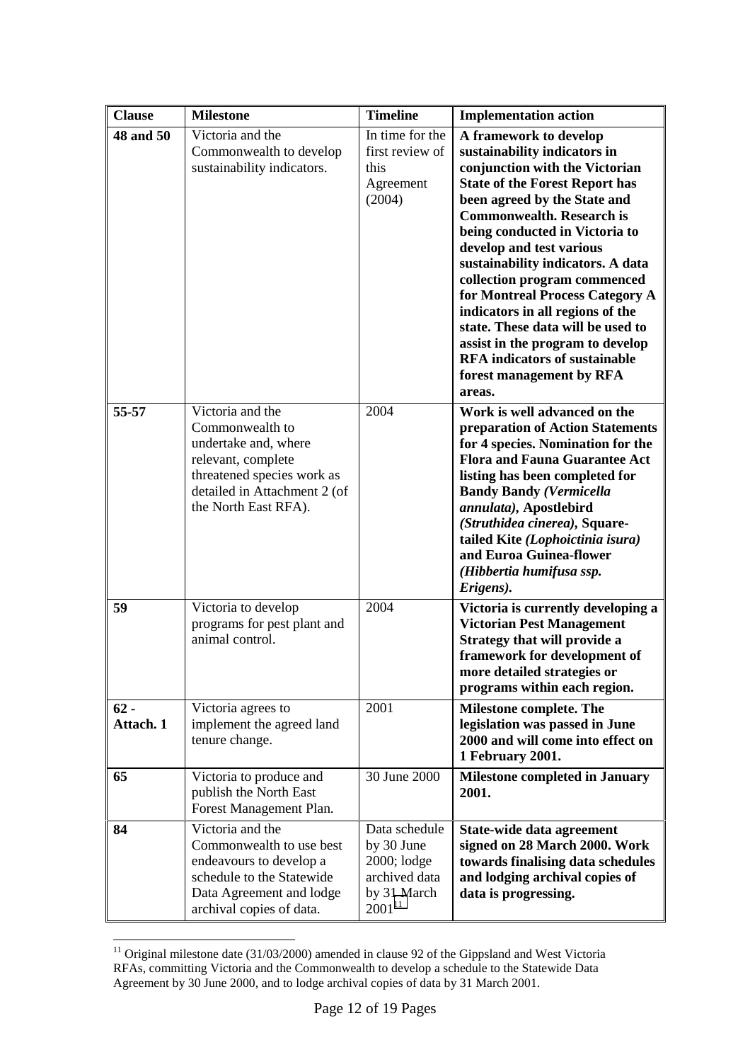| **Clause** | **Milestone** | **Timeline** | **Implementation action** |
|---|---|---|---|
| **48 and 50** | Victoria and the Commonwealth to develop sustainability indicators. | In time for the first review of this Agreement (2004) | **A framework to develop sustainability indicators in conjunction with the Victorian State of the Forest Report has been agreed by the State and Commonwealth. Research is being conducted in Victoria to develop and test various sustainability indicators. A data collection program commenced for Montreal Process Category A indicators in all regions of the state. These data will be used to assist in the program to develop RFA indicators of sustainable forest management by RFA areas.** |
| **55-57** | Victoria and the Commonwealth to undertake and, where relevant, complete threatened species work as detailed in Attachment 2 (of the North East RFA). | 2004 | **Work is well advanced on the preparation of Action Statements for 4 species. Nomination for the Flora and Fauna Guarantee Act listing has been completed for Bandy Bandy *(Vermicella annulata)*, Apostlebird *(Struthidea cinerea)*, Square-tailed Kite *(Lophoictinia isura)* and Euroa Guinea-flower *(Hibbertia humifusa ssp. Erigens)*.** |
| **59** | Victoria to develop programs for pest plant and animal control. | 2004 | **Victoria is currently developing a Victorian Pest Management Strategy that will provide a framework for development of more detailed strategies or programs within each region.** |
| **62 - Attach. 1** | Victoria agrees to implement the agreed land tenure change. | 2001 | **Milestone complete. The legislation was passed in June 2000 and will come into effect on 1 February 2001.** |
| **65** | Victoria to produce and publish the North East Forest Management Plan. | 30 June 2000 | **Milestone completed in January 2001.** |
| **84** | Victoria and the Commonwealth to use best endeavours to develop a schedule to the Statewide Data Agreement and lodge archival copies of data. | Data schedule by 30 June 2000; lodge archived data by 31 March 2001[11] | **State-wide data agreement signed on 28 March 2000. Work towards finalising data schedules and lodging archival copies of data is progressing.** |

[11] Original milestone date (31/03/2000) amended in clause 92 of the Gippsland and West Victoria RFAs, committing Victoria and the Commonwealth to develop a schedule to the Statewide Data Agreement by 30 June 2000, and to lodge archival copies of data by 31 March 2001.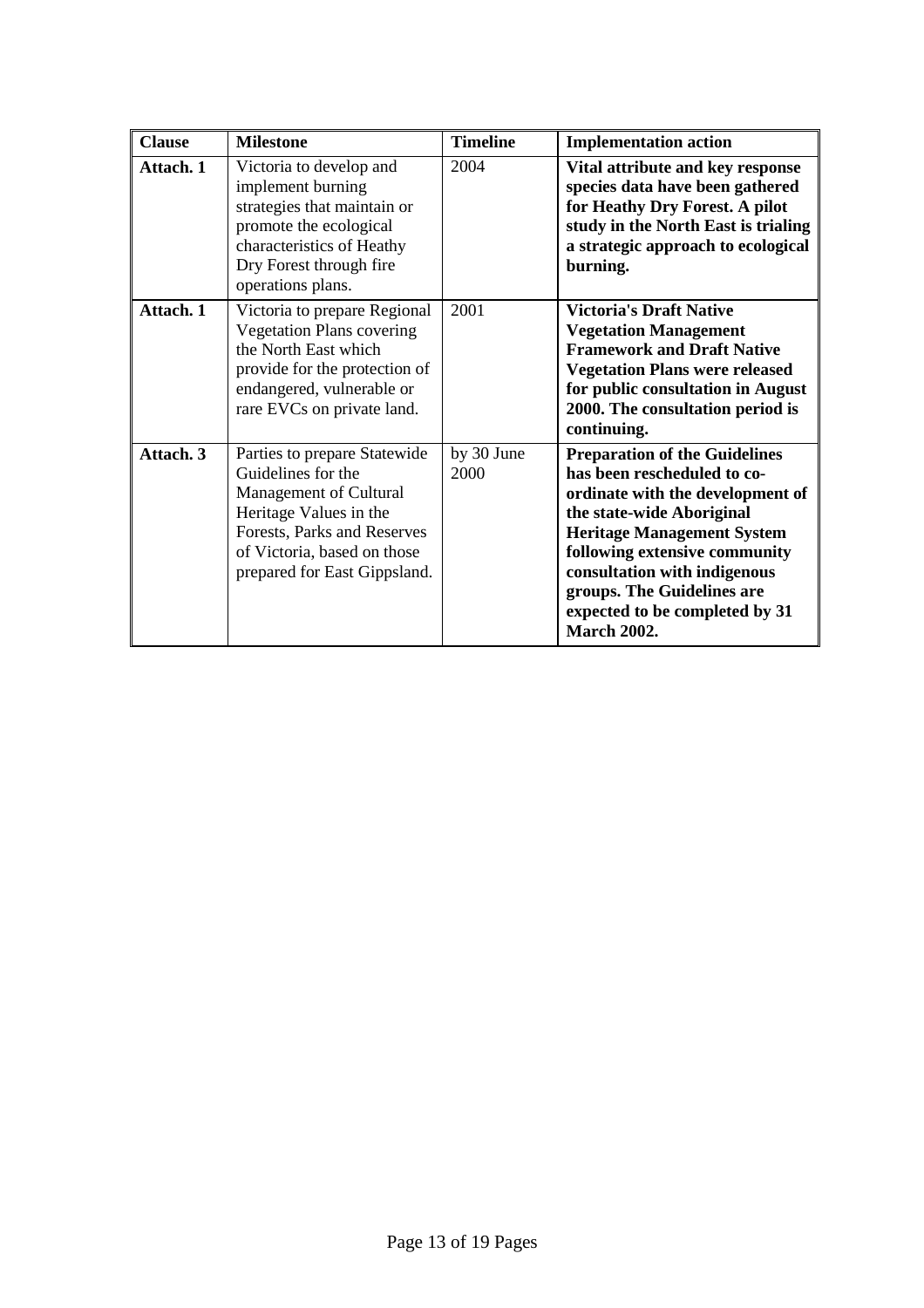| Clause | Milestone | Timeline | Implementation action |
|---|---|---|---|
| **Attach. 1** | Victoria to develop and implement burning strategies that maintain or promote the ecological characteristics of Heathy Dry Forest through fire operations plans. | 2004 | **Vital attribute and key response species data have been gathered for Heathy Dry Forest. A pilot study in the North East is trialing a strategic approach to ecological burning.** |
| **Attach. 1** | Victoria to prepare Regional Vegetation Plans covering the North East which provide for the protection of endangered, vulnerable or rare EVCs on private land. | 2001 | **Victoria's Draft Native Vegetation Management Framework and Draft Native Vegetation Plans were released for public consultation in August 2000. The consultation period is continuing.** |
| **Attach. 3** | Parties to prepare Statewide Guidelines for the Management of Cultural Heritage Values in the Forests, Parks and Reserves of Victoria, based on those prepared for East Gippsland. | by 30 June 2000 | **Preparation of the Guidelines has been rescheduled to co-ordinate with the development of the state-wide Aboriginal Heritage Management System following extensive community consultation with indigenous groups. The Guidelines are expected to be completed by 31 March 2002.** |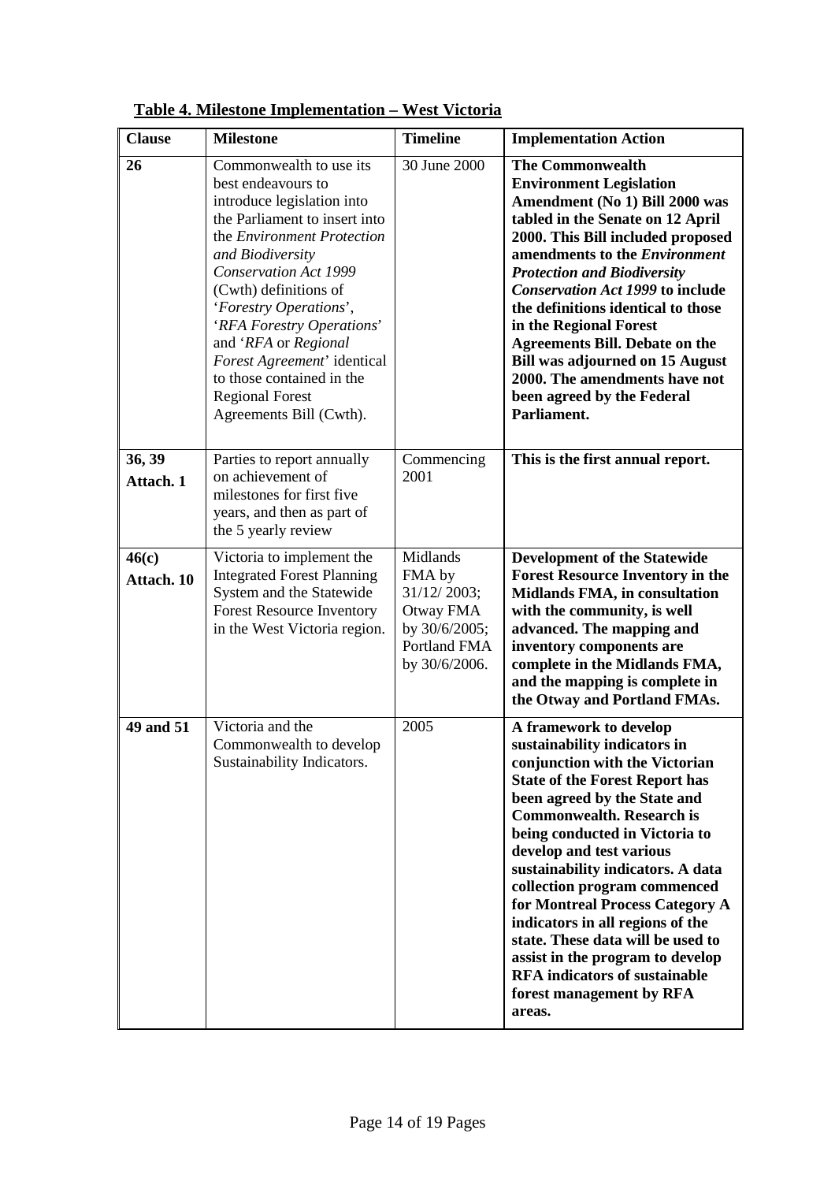**Table 4. Milestone Implementation – West Victoria**

| Clause | Milestone | Timeline | Implementation Action |
|---|---|---|---|
| **26** | Commonwealth to use its best endeavours to introduce legislation into the Parliament to insert into the *Environment Protection and Biodiversity Conservation Act 1999* (Cwth) definitions of '*Forestry Operations*', '*RFA Forestry Operations*' and '*RFA* or *Regional Forest Agreement*' identical to those contained in the Regional Forest Agreements Bill (Cwth). | 30 June 2000 | **The Commonwealth Environment Legislation Amendment (No 1) Bill 2000 was tabled in the Senate on 12 April 2000. This Bill included proposed amendments to the *Environment Protection and Biodiversity Conservation Act 1999* to include the definitions identical to those in the Regional Forest Agreements Bill. Debate on the Bill was adjourned on 15 August 2000. The amendments have not been agreed by the Federal Parliament.** |
| **36, 39 Attach. 1** | Parties to report annually on achievement of milestones for first five years, and then as part of the 5 yearly review | Commencing 2001 | **This is the first annual report.** |
| **46(c) Attach. 10** | Victoria to implement the Integrated Forest Planning System and the Statewide Forest Resource Inventory in the West Victoria region. | Midlands FMA by 31/12/ 2003; Otway FMA by 30/6/2005; Portland FMA by 30/6/2006. | **Development of the Statewide Forest Resource Inventory in the Midlands FMA, in consultation with the community, is well advanced. The mapping and inventory components are complete in the Midlands FMA, and the mapping is complete in the Otway and Portland FMAs.** |
| **49 and 51** | Victoria and the Commonwealth to develop Sustainability Indicators. | 2005 | **A framework to develop sustainability indicators in conjunction with the Victorian State of the Forest Report has been agreed by the State and Commonwealth. Research is being conducted in Victoria to develop and test various sustainability indicators. A data collection program commenced for Montreal Process Category A indicators in all regions of the state. These data will be used to assist in the program to develop RFA indicators of sustainable forest management by RFA areas.** |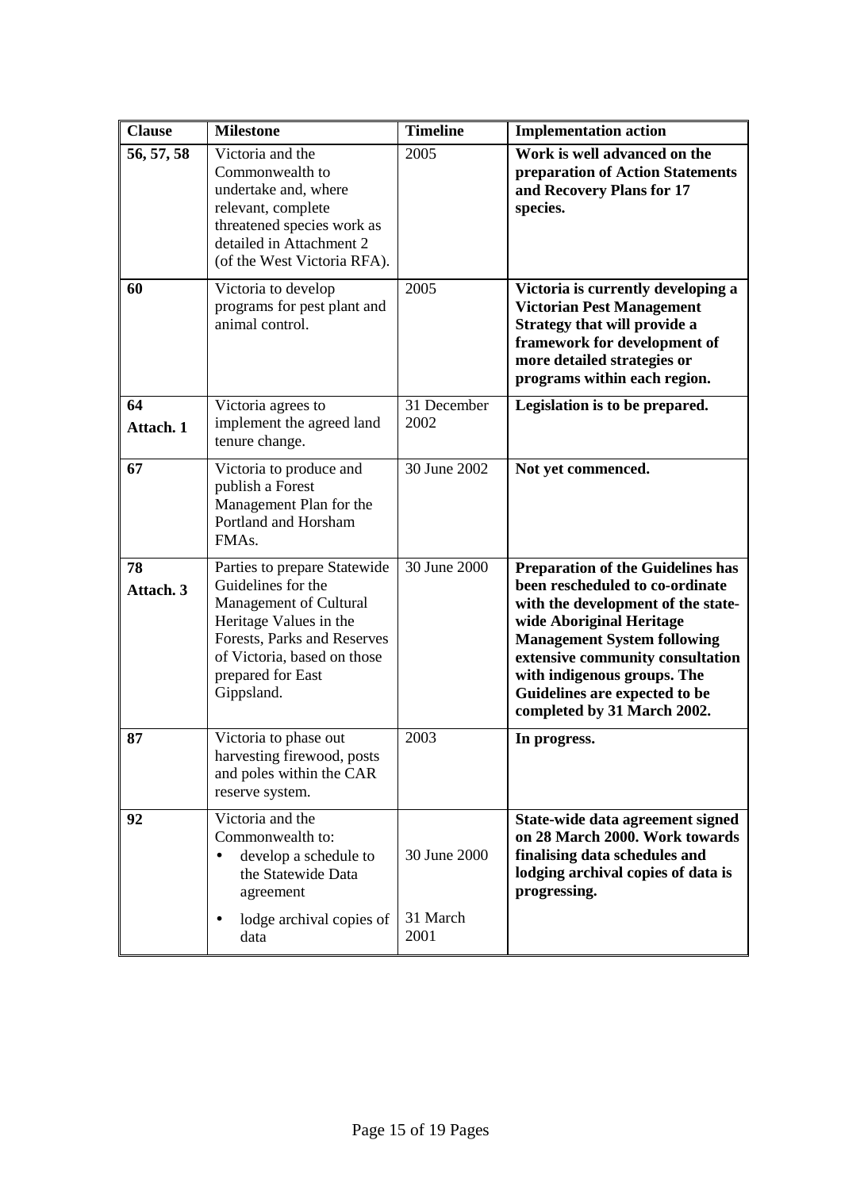| Clause | Milestone | Timeline | Implementation action |
|---|---|---|---|
| **56, 57, 58** | Victoria and the Commonwealth to undertake and, where relevant, complete threatened species work as detailed in Attachment 2 (of the West Victoria RFA). | 2005 | **Work is well advanced on the preparation of Action Statements and Recovery Plans for 17 species.** |
| **60** | Victoria to develop programs for pest plant and animal control. | 2005 | **Victoria is currently developing a Victorian Pest Management Strategy that will provide a framework for development of more detailed strategies or programs within each region.** |
| **64 Attach. 1** | Victoria agrees to implement the agreed land tenure change. | 31 December 2002 | **Legislation is to be prepared.** |
| **67** | Victoria to produce and publish a Forest Management Plan for the Portland and Horsham FMAs. | 30 June 2002 | **Not yet commenced.** |
| **78 Attach. 3** | Parties to prepare Statewide Guidelines for the Management of Cultural Heritage Values in the Forests, Parks and Reserves of Victoria, based on those prepared for East Gippsland. | 30 June 2000 | **Preparation of the Guidelines has been rescheduled to co-ordinate with the development of the state-wide Aboriginal Heritage Management System following extensive community consultation with indigenous groups. The Guidelines are expected to be completed by 31 March 2002.** |
| **87** | Victoria to phase out harvesting firewood, posts and poles within the CAR reserve system. | 2003 | **In progress.** |
| **92** | Victoria and the Commonwealth to:<br>• develop a schedule to the Statewide Data agreement<br>• lodge archival copies of data | 30 June 2000<br><br>31 March 2001 | **State-wide data agreement signed on 28 March 2000. Work towards finalising data schedules and lodging archival copies of data is progressing.** |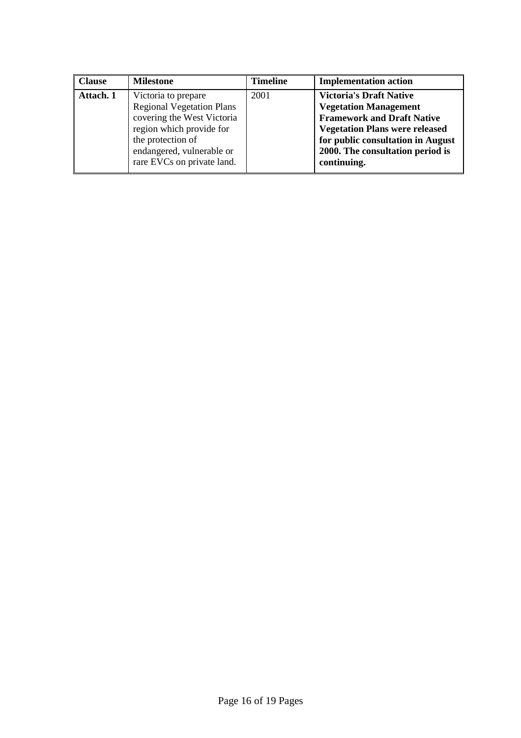| Clause | Milestone | Timeline | Implementation action |
|---|---|---|---|
| **Attach. 1** | Victoria to prepare Regional Vegetation Plans covering the West Victoria region which provide for the protection of endangered, vulnerable or rare EVCs on private land. | 2001 | **Victoria's Draft Native Vegetation Management Framework and Draft Native Vegetation Plans were released for public consultation in August 2000. The consultation period is continuing.** |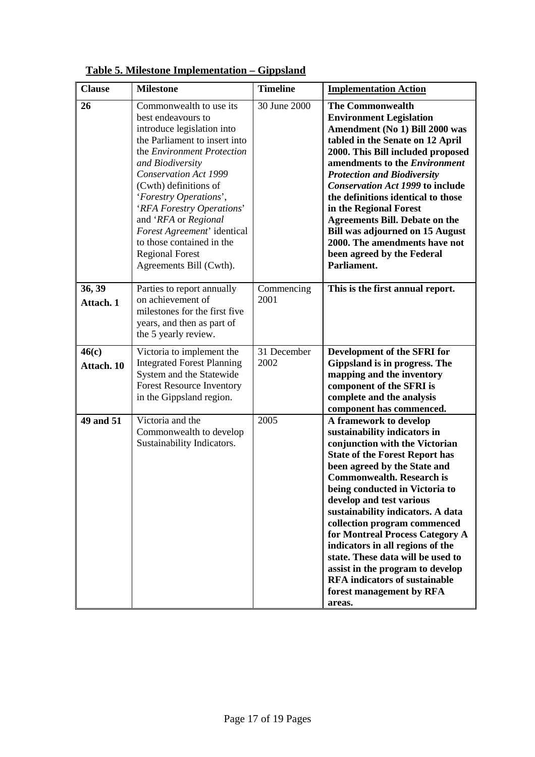**Table 5. Milestone Implementation – Gippsland**

| **Clause** | **Milestone** | **Timeline** | **Implementation Action** |
|---|---|---|---|
| **26** | Commonwealth to use its best endeavours to introduce legislation into the Parliament to insert into the *Environment Protection and Biodiversity Conservation Act 1999* (Cwth) definitions of '*Forestry Operations*', '*RFA Forestry Operations*' and '*RFA* or *Regional Forest Agreement*' identical to those contained in the Regional Forest Agreements Bill (Cwth). | 30 June 2000 | **The Commonwealth Environment Legislation Amendment (No 1) Bill 2000 was tabled in the Senate on 12 April 2000. This Bill included proposed amendments to the *Environment Protection and Biodiversity Conservation Act 1999* to include the definitions identical to those in the Regional Forest Agreements Bill. Debate on the Bill was adjourned on 15 August 2000. The amendments have not been agreed by the Federal Parliament.** |
| **36, 39 Attach. 1** | Parties to report annually on achievement of milestones for the first five years, and then as part of the 5 yearly review. | Commencing 2001 | **This is the first annual report.** |
| **46(c) Attach. 10** | Victoria to implement the Integrated Forest Planning System and the Statewide Forest Resource Inventory in the Gippsland region. | 31 December 2002 | **Development of the SFRI for Gippsland is in progress. The mapping and the inventory component of the SFRI is complete and the analysis component has commenced.** |
| **49 and 51** | Victoria and the Commonwealth to develop Sustainability Indicators. | 2005 | **A framework to develop sustainability indicators in conjunction with the Victorian State of the Forest Report has been agreed by the State and Commonwealth. Research is being conducted in Victoria to develop and test various sustainability indicators. A data collection program commenced for Montreal Process Category A indicators in all regions of the state. These data will be used to assist in the program to develop RFA indicators of sustainable forest management by RFA areas.** |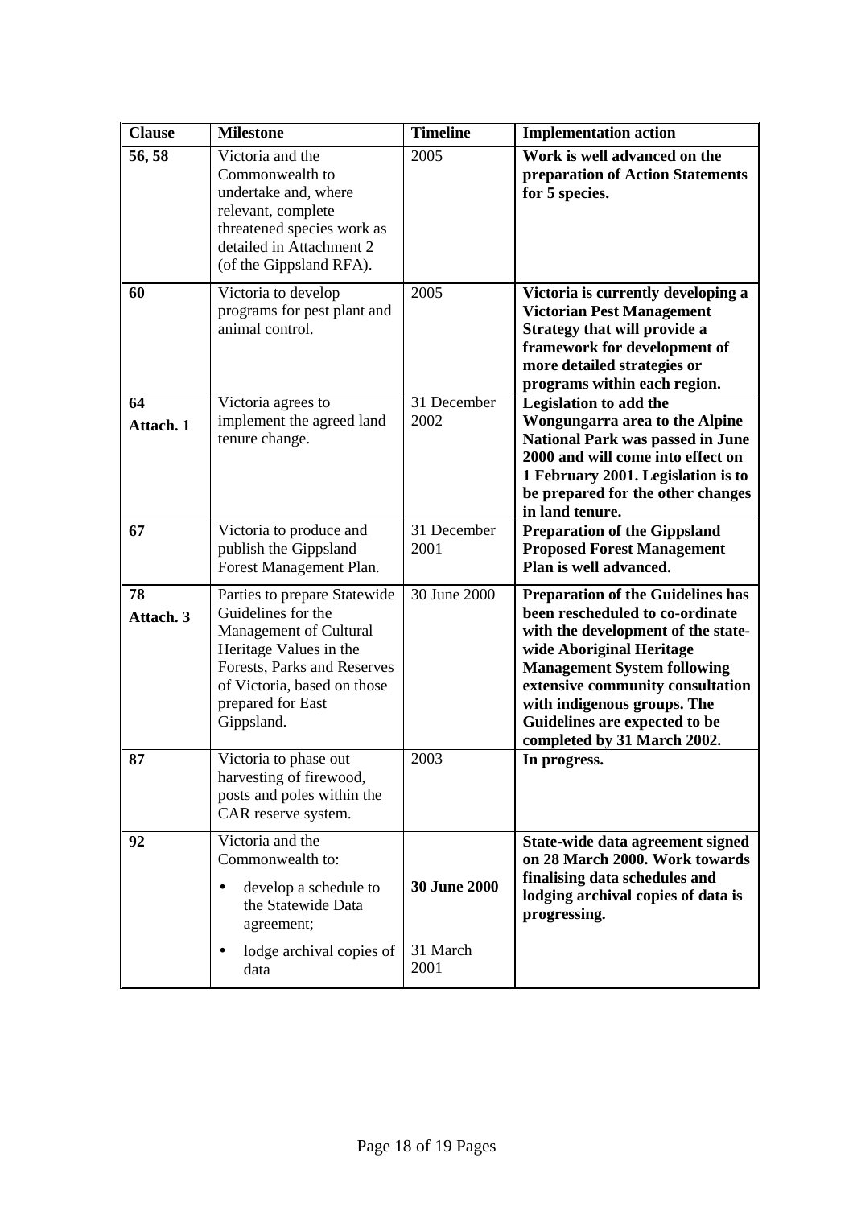| Clause | Milestone | Timeline | Implementation action |
|---|---|---|---|
| **56, 58** | Victoria and the Commonwealth to undertake and, where relevant, complete threatened species work as detailed in Attachment 2 (of the Gippsland RFA). | 2005 | **Work is well advanced on the preparation of Action Statements for 5 species.** |
| **60** | Victoria to develop programs for pest plant and animal control. | 2005 | **Victoria is currently developing a Victorian Pest Management Strategy that will provide a framework for development of more detailed strategies or programs within each region.** |
| **64 Attach. 1** | Victoria agrees to implement the agreed land tenure change. | 31 December 2002 | **Legislation to add the Wongungarra area to the Alpine National Park was passed in June 2000 and will come into effect on 1 February 2001. Legislation is to be prepared for the other changes in land tenure.** |
| **67** | Victoria to produce and publish the Gippsland Forest Management Plan. | 31 December 2001 | **Preparation of the Gippsland Proposed Forest Management Plan is well advanced.** |
| **78 Attach. 3** | Parties to prepare Statewide Guidelines for the Management of Cultural Heritage Values in the Forests, Parks and Reserves of Victoria, based on those prepared for East Gippsland. | 30 June 2000 | **Preparation of the Guidelines has been rescheduled to co-ordinate with the development of the state-wide Aboriginal Heritage Management System following extensive community consultation with indigenous groups. The Guidelines are expected to be completed by 31 March 2002.** |
| **87** | Victoria to phase out harvesting of firewood, posts and poles within the CAR reserve system. | 2003 | **In progress.** |
| **92** | Victoria and the Commonwealth to:<br>• develop a schedule to the Statewide Data agreement;<br>• lodge archival copies of data | **30 June 2000**<br><br>31 March 2001 | **State-wide data agreement signed on 28 March 2000. Work towards finalising data schedules and lodging archival copies of data is progressing.** |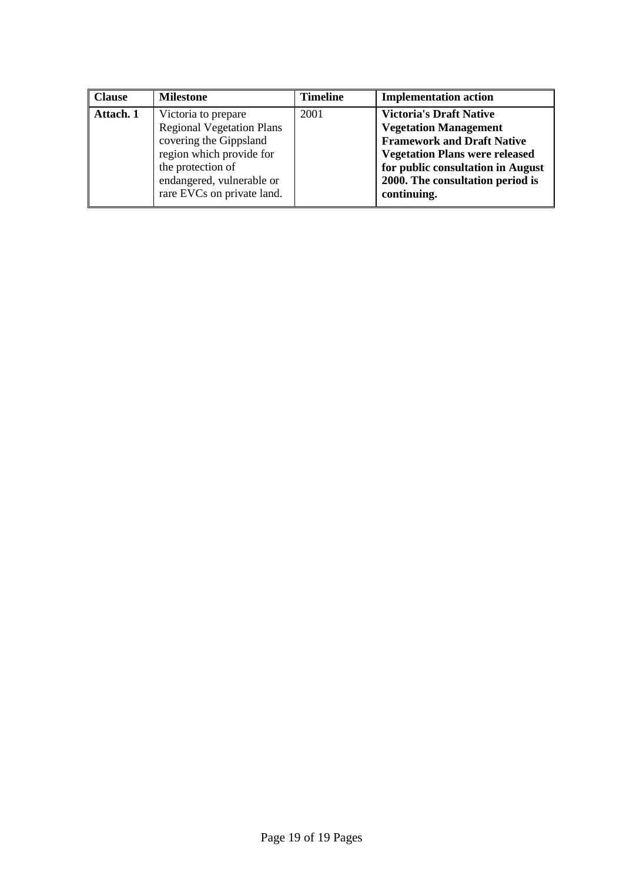| Clause | Milestone | Timeline | Implementation action |
|---|---|---|---|
| **Attach. 1** | Victoria to prepare Regional Vegetation Plans covering the Gippsland region which provide for the protection of endangered, vulnerable or rare EVCs on private land. | 2001 | **Victoria's Draft Native Vegetation Management Framework and Draft Native Vegetation Plans were released for public consultation in August 2000. The consultation period is continuing.** |